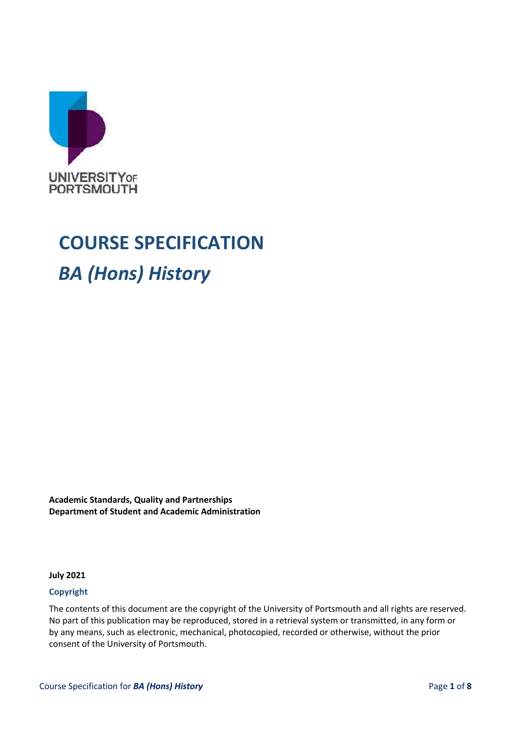UNIVERSITY OF PORTSMOUTH

# COURSE SPECIFICATION

## *BA (Hons) History*

**Academic Standards, Quality and Partnerships**
**Department of Student and Academic Administration**

**July 2021**

### Copyright

The contents of this document are the copyright of the University of Portsmouth and all rights are reserved. No part of this publication may be reproduced, stored in a retrieval system or transmitted, in any form or by any means, such as electronic, mechanical, photocopied, recorded or otherwise, without the prior consent of the University of Portsmouth.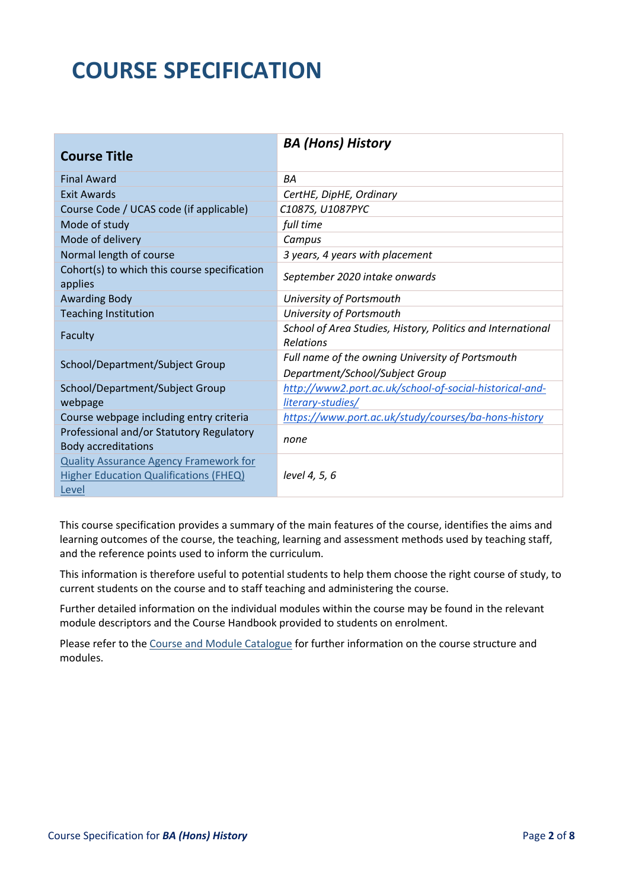# COURSE SPECIFICATION

| Course Title | ***BA (Hons) History*** |
|---|---|
| Final Award | *BA* |
| Exit Awards | *CertHE, DipHE, Ordinary* |
| Course Code / UCAS code (if applicable) | *C1087S, U1087PYC* |
| Mode of study | *full time* |
| Mode of delivery | *Campus* |
| Normal length of course | *3 years, 4 years with placement* |
| Cohort(s) to which this course specification applies | *September 2020 intake onwards* |
| Awarding Body | *University of Portsmouth* |
| Teaching Institution | *University of Portsmouth* |
| Faculty | *School of Area Studies, History, Politics and International Relations* |
| School/Department/Subject Group | *Full name of the owning University of Portsmouth Department/School/Subject Group* |
| School/Department/Subject Group webpage | [*http://www2.port.ac.uk/school-of-social-historical-and-literary-studies/*](http://www2.port.ac.uk/school-of-social-historical-and-literary-studies/) |
| Course webpage including entry criteria | [*https://www.port.ac.uk/study/courses/ba-hons-history*](https://www.port.ac.uk/study/courses/ba-hons-history) |
| Professional and/or Statutory Regulatory Body accreditations | *none* |
| Quality Assurance Agency Framework for Higher Education Qualifications (FHEQ) Level | *level 4, 5, 6* |

This course specification provides a summary of the main features of the course, identifies the aims and learning outcomes of the course, the teaching, learning and assessment methods used by teaching staff, and the reference points used to inform the curriculum.

This information is therefore useful to potential students to help them choose the right course of study, to current students on the course and to staff teaching and administering the course.

Further detailed information on the individual modules within the course may be found in the relevant module descriptors and the Course Handbook provided to students on enrolment.

Please refer to the Course and Module Catalogue for further information on the course structure and modules.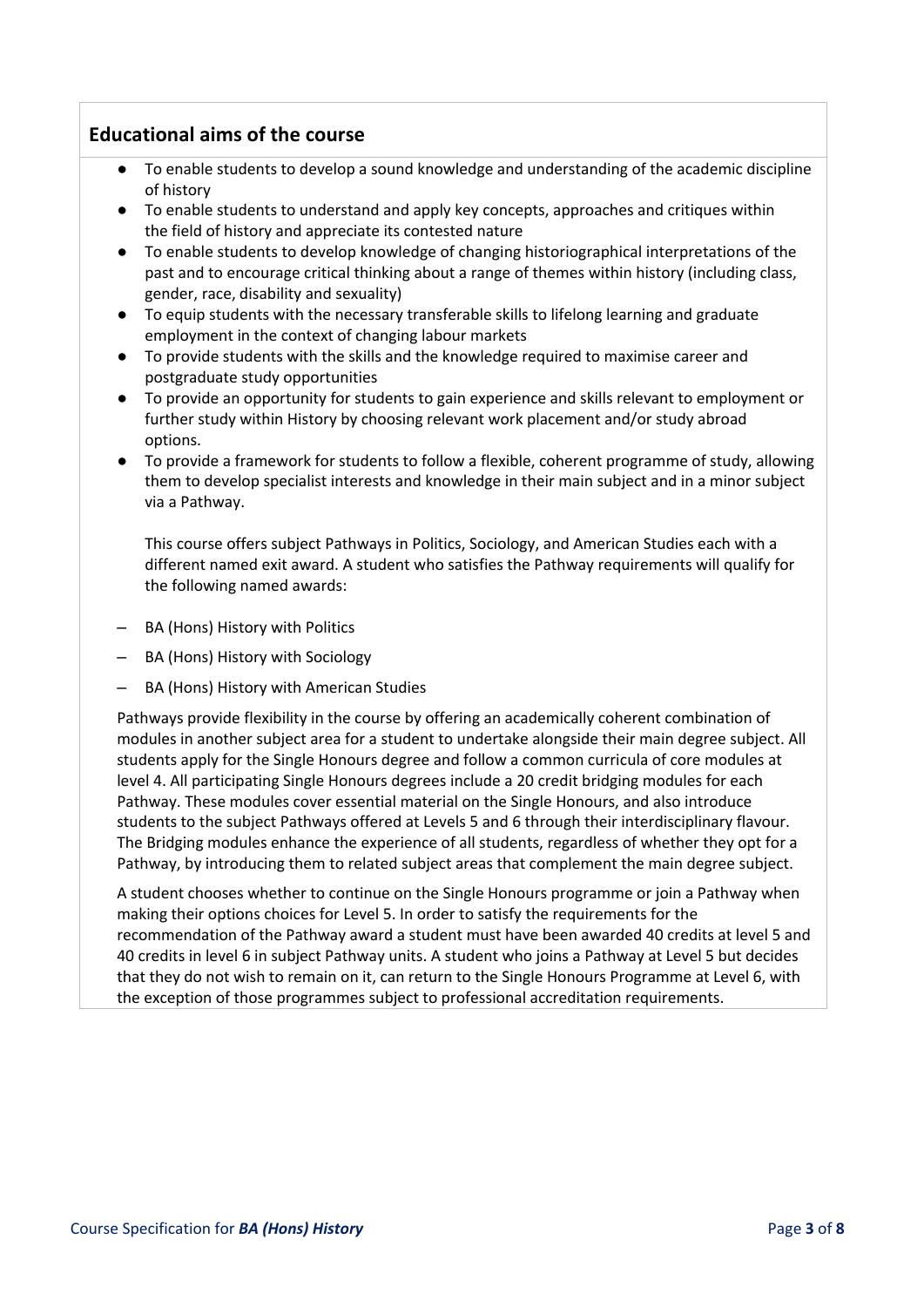## Educational aims of the course

- To enable students to develop a sound knowledge and understanding of the academic discipline of history
- To enable students to understand and apply key concepts, approaches and critiques within the field of history and appreciate its contested nature
- To enable students to develop knowledge of changing historiographical interpretations of the past and to encourage critical thinking about a range of themes within history (including class, gender, race, disability and sexuality)
- To equip students with the necessary transferable skills to lifelong learning and graduate employment in the context of changing labour markets
- To provide students with the skills and the knowledge required to maximise career and postgraduate study opportunities
- To provide an opportunity for students to gain experience and skills relevant to employment or further study within History by choosing relevant work placement and/or study abroad options.
- To provide a framework for students to follow a flexible, coherent programme of study, allowing them to develop specialist interests and knowledge in their main subject and in a minor subject via a Pathway.

  This course offers subject Pathways in Politics, Sociology, and American Studies each with a different named exit award. A student who satisfies the Pathway requirements will qualify for the following named awards:

– BA (Hons) History with Politics

– BA (Hons) History with Sociology

– BA (Hons) History with American Studies

Pathways provide flexibility in the course by offering an academically coherent combination of modules in another subject area for a student to undertake alongside their main degree subject. All students apply for the Single Honours degree and follow a common curricula of core modules at level 4. All participating Single Honours degrees include a 20 credit bridging modules for each Pathway. These modules cover essential material on the Single Honours, and also introduce students to the subject Pathways offered at Levels 5 and 6 through their interdisciplinary flavour. The Bridging modules enhance the experience of all students, regardless of whether they opt for a Pathway, by introducing them to related subject areas that complement the main degree subject.

A student chooses whether to continue on the Single Honours programme or join a Pathway when making their options choices for Level 5. In order to satisfy the requirements for the recommendation of the Pathway award a student must have been awarded 40 credits at level 5 and 40 credits in level 6 in subject Pathway units. A student who joins a Pathway at Level 5 but decides that they do not wish to remain on it, can return to the Single Honours Programme at Level 6, with the exception of those programmes subject to professional accreditation requirements.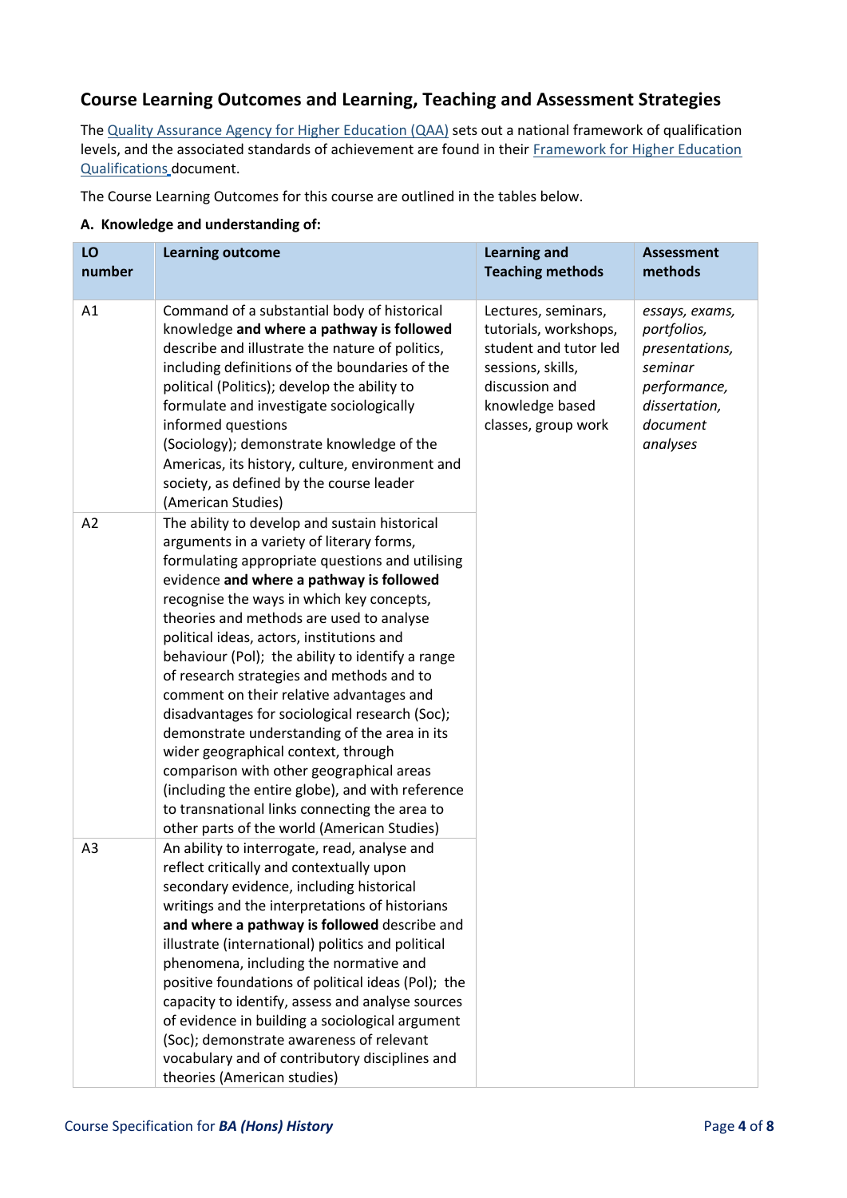## Course Learning Outcomes and Learning, Teaching and Assessment Strategies

The [Quality Assurance Agency for Higher Education (QAA)](#) sets out a national framework of qualification levels, and the associated standards of achievement are found in their [Framework for Higher Education Qualifications](#) document.

The Course Learning Outcomes for this course are outlined in the tables below.

**A. Knowledge and understanding of:**

| LO number | Learning outcome | Learning and Teaching methods | Assessment methods |
|---|---|---|---|
| A1 | Command of a substantial body of historical knowledge **and where a pathway is followed** describe and illustrate the nature of politics, including definitions of the boundaries of the political (Politics); develop the ability to formulate and investigate sociologically informed questions (Sociology); demonstrate knowledge of the Americas, its history, culture, environment and society, as defined by the course leader (American Studies) | Lectures, seminars, tutorials, workshops, student and tutor led sessions, skills, discussion and knowledge based classes, group work | *essays, exams, portfolios, presentations, seminar performance, dissertation, document analyses* |
| A2 | The ability to develop and sustain historical arguments in a variety of literary forms, formulating appropriate questions and utilising evidence **and where a pathway is followed** recognise the ways in which key concepts, theories and methods are used to analyse political ideas, actors, institutions and behaviour (Pol); the ability to identify a range of research strategies and methods and to comment on their relative advantages and disadvantages for sociological research (Soc); demonstrate understanding of the area in its wider geographical context, through comparison with other geographical areas (including the entire globe), and with reference to transnational links connecting the area to other parts of the world (American Studies) | | |
| A3 | An ability to interrogate, read, analyse and reflect critically and contextually upon secondary evidence, including historical writings and the interpretations of historians **and where a pathway is followed** describe and illustrate (international) politics and political phenomena, including the normative and positive foundations of political ideas (Pol); the capacity to identify, assess and analyse sources of evidence in building a sociological argument (Soc); demonstrate awareness of relevant vocabulary and of contributory disciplines and theories (American studies) | | |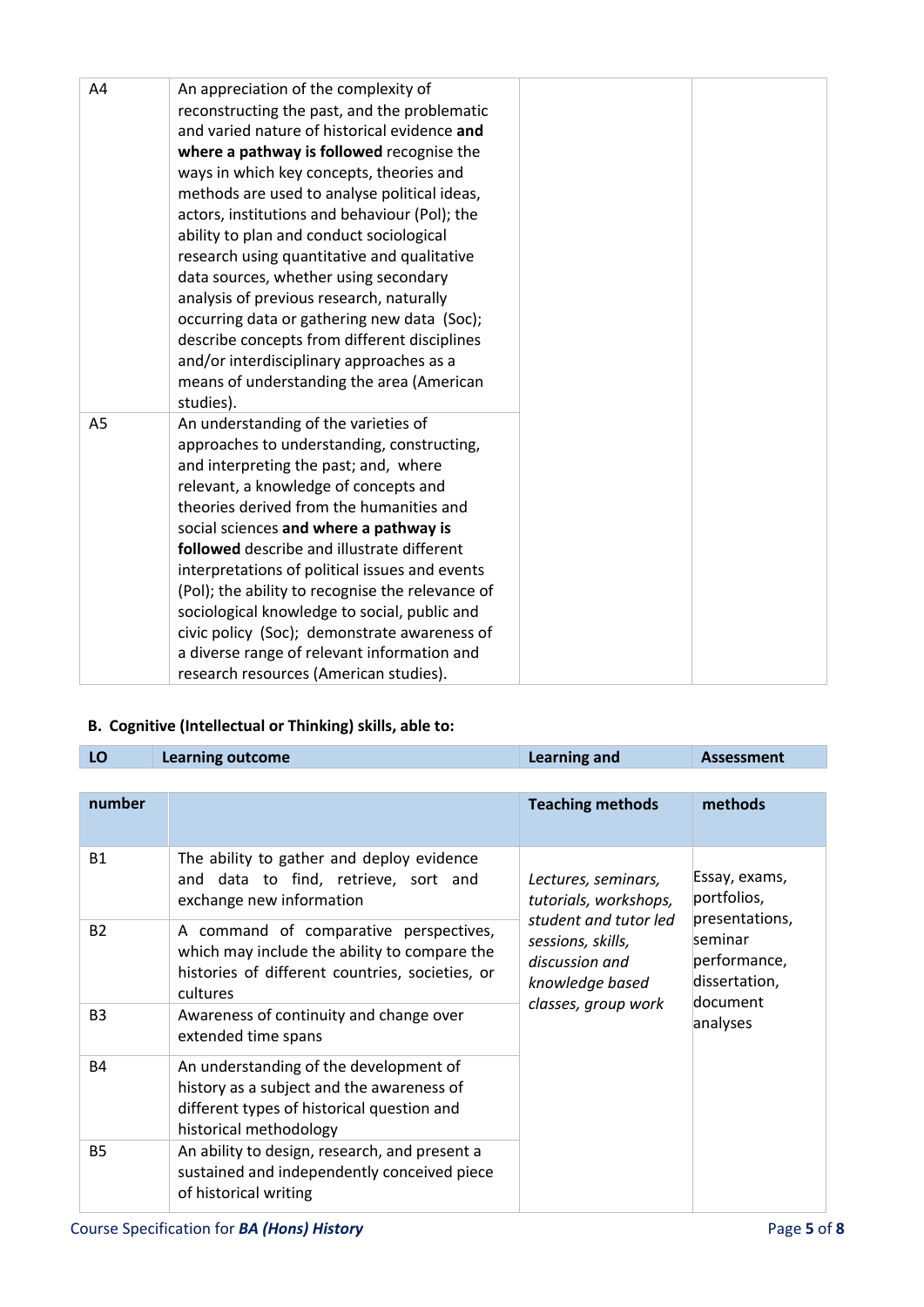| | | | |
|---|---|---|---|
| A4 | An appreciation of the complexity of reconstructing the past, and the problematic and varied nature of historical evidence **and where a pathway is followed** recognise the ways in which key concepts, theories and methods are used to analyse political ideas, actors, institutions and behaviour (Pol); the ability to plan and conduct sociological research using quantitative and qualitative data sources, whether using secondary analysis of previous research, naturally occurring data or gathering new data (Soc); describe concepts from different disciplines and/or interdisciplinary approaches as a means of understanding the area (American studies). | | |
| A5 | An understanding of the varieties of approaches to understanding, constructing, and interpreting the past; and, where relevant, a knowledge of concepts and theories derived from the humanities and social sciences **and where a pathway is followed** describe and illustrate different interpretations of political issues and events (Pol); the ability to recognise the relevance of sociological knowledge to social, public and civic policy (Soc); demonstrate awareness of a diverse range of relevant information and research resources (American studies). | | |

**B. Cognitive (Intellectual or Thinking) skills, able to:**

| LO number | Learning outcome | Learning and Teaching methods | Assessment methods |
|---|---|---|---|
| B1 | The ability to gather and deploy evidence and data to find, retrieve, sort and exchange new information | *Lectures, seminars, tutorials, workshops, student and tutor led sessions, skills, discussion and knowledge based classes, group work* | Essay, exams, portfolios, presentations, seminar performance, dissertation, document analyses |
| B2 | A command of comparative perspectives, which may include the ability to compare the histories of different countries, societies, or cultures | | |
| B3 | Awareness of continuity and change over extended time spans | | |
| B4 | An understanding of the development of history as a subject and the awareness of different types of historical question and historical methodology | | |
| B5 | An ability to design, research, and present a sustained and independently conceived piece of historical writing | | |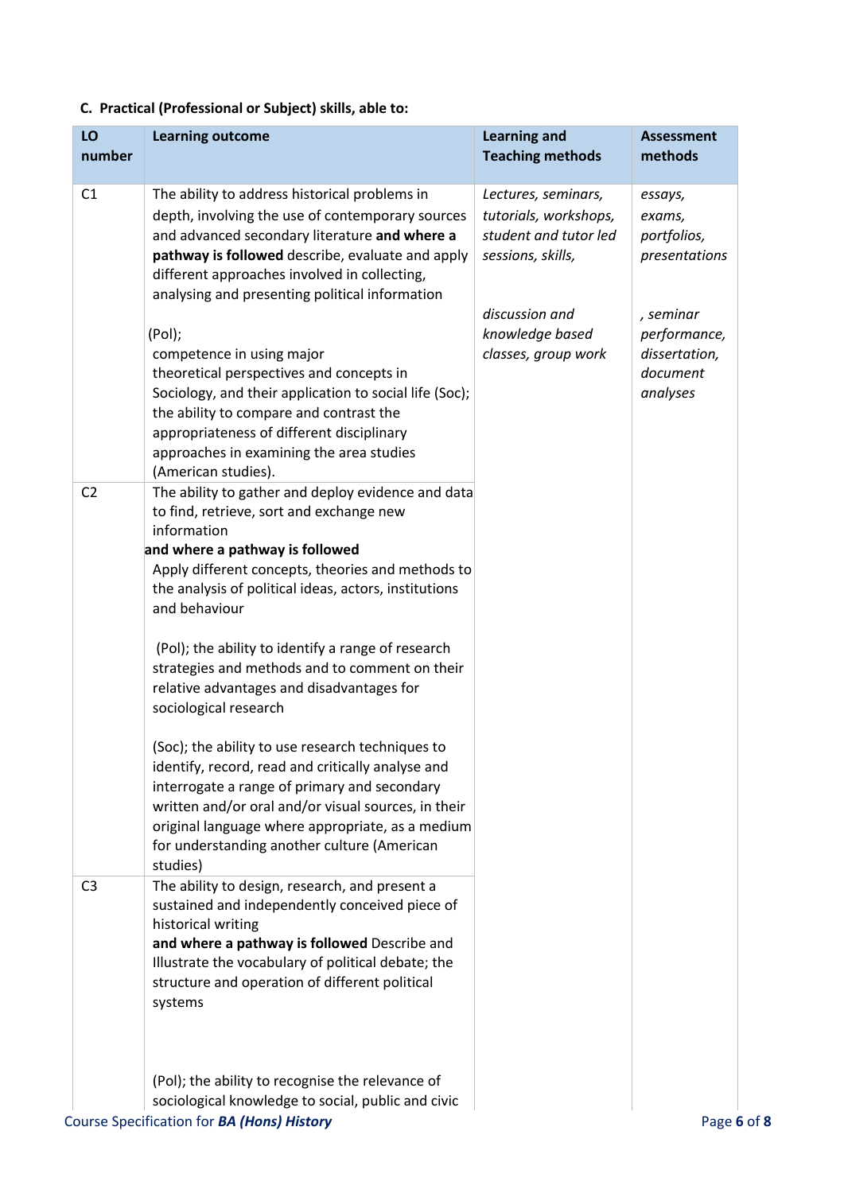### C. Practical (Professional or Subject) skills, able to:

| LO number | Learning outcome | Learning and Teaching methods | Assessment methods |
|---|---|---|---|
| C1 | The ability to address historical problems in depth, involving the use of contemporary sources and advanced secondary literature **and where a pathway is followed** describe, evaluate and apply different approaches involved in collecting, analysing and presenting political information<br><br>(Pol);<br>competence in using major theoretical perspectives and concepts in Sociology, and their application to social life (Soc);<br>the ability to compare and contrast the appropriateness of different disciplinary approaches in examining the area studies (American studies). | *Lectures, seminars, tutorials, workshops, student and tutor led sessions, skills,*<br><br>*discussion and knowledge based classes, group work* | *essays, exams, portfolios, presentations*<br><br>*, seminar performance, dissertation, document analyses* |
| C2 | The ability to gather and deploy evidence and data to find, retrieve, sort and exchange new information<br>**and where a pathway is followed**<br>Apply different concepts, theories and methods to the analysis of political ideas, actors, institutions and behaviour<br><br>(Pol); the ability to identify a range of research strategies and methods and to comment on their relative advantages and disadvantages for sociological research<br><br>(Soc); the ability to use research techniques to identify, record, read and critically analyse and interrogate a range of primary and secondary written and/or oral and/or visual sources, in their original language where appropriate, as a medium for understanding another culture (American studies) | | |
| C3 | The ability to design, research, and present a sustained and independently conceived piece of historical writing<br>**and where a pathway is followed** Describe and Illustrate the vocabulary of political debate; the structure and operation of different political systems<br><br>(Pol); the ability to recognise the relevance of sociological knowledge to social, public and civic | | |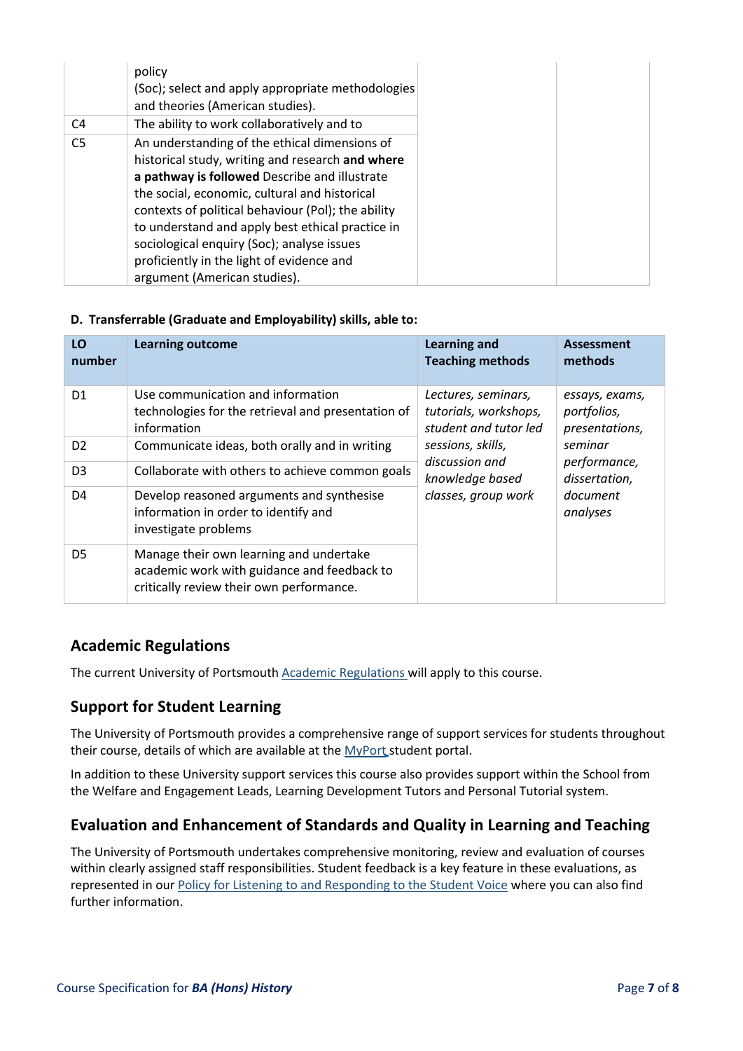| | | | |
|---|---|---|---|
| | policy (Soc); select and apply appropriate methodologies and theories (American studies). | | |
| C4 | The ability to work collaboratively and to | | |
| C5 | An understanding of the ethical dimensions of historical study, writing and research **and where a pathway is followed** Describe and illustrate the social, economic, cultural and historical contexts of political behaviour (Pol); the ability to understand and apply best ethical practice in sociological enquiry (Soc); analyse issues proficiently in the light of evidence and argument (American studies). | | |

**D. Transferrable (Graduate and Employability) skills, able to:**

| LO number | Learning outcome | Learning and Teaching methods | Assessment methods |
|---|---|---|---|
| D1 | Use communication and information technologies for the retrieval and presentation of information | *Lectures, seminars, tutorials, workshops, student and tutor led sessions, skills, discussion and knowledge based classes, group work* | *essays, exams, portfolios, presentations, seminar performance, dissertation, document analyses* |
| D2 | Communicate ideas, both orally and in writing | | |
| D3 | Collaborate with others to achieve common goals | | |
| D4 | Develop reasoned arguments and synthesise information in order to identify and investigate problems | | |
| D5 | Manage their own learning and undertake academic work with guidance and feedback to critically review their own performance. | | |

## Academic Regulations

The current University of Portsmouth Academic Regulations will apply to this course.

## Support for Student Learning

The University of Portsmouth provides a comprehensive range of support services for students throughout their course, details of which are available at the MyPort student portal.

In addition to these University support services this course also provides support within the School from the Welfare and Engagement Leads, Learning Development Tutors and Personal Tutorial system.

## Evaluation and Enhancement of Standards and Quality in Learning and Teaching

The University of Portsmouth undertakes comprehensive monitoring, review and evaluation of courses within clearly assigned staff responsibilities. Student feedback is a key feature in these evaluations, as represented in our Policy for Listening to and Responding to the Student Voice where you can also find further information.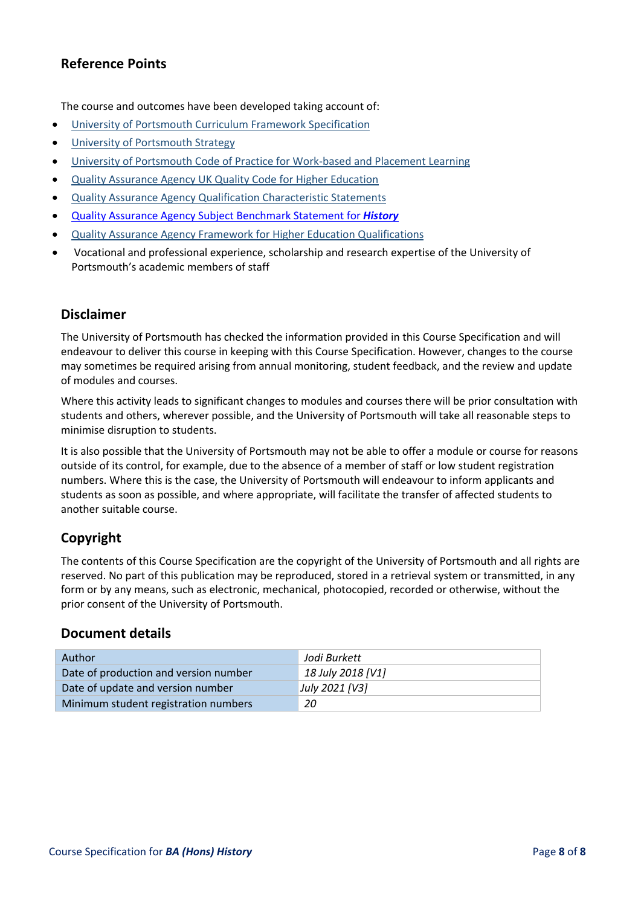## Reference Points

The course and outcomes have been developed taking account of:

- University of Portsmouth Curriculum Framework Specification
- University of Portsmouth Strategy
- University of Portsmouth Code of Practice for Work-based and Placement Learning
- Quality Assurance Agency UK Quality Code for Higher Education
- Quality Assurance Agency Qualification Characteristic Statements
- Quality Assurance Agency Subject Benchmark Statement for ***History***
- Quality Assurance Agency Framework for Higher Education Qualifications
- Vocational and professional experience, scholarship and research expertise of the University of Portsmouth's academic members of staff

## Disclaimer

The University of Portsmouth has checked the information provided in this Course Specification and will endeavour to deliver this course in keeping with this Course Specification. However, changes to the course may sometimes be required arising from annual monitoring, student feedback, and the review and update of modules and courses.

Where this activity leads to significant changes to modules and courses there will be prior consultation with students and others, wherever possible, and the University of Portsmouth will take all reasonable steps to minimise disruption to students.

It is also possible that the University of Portsmouth may not be able to offer a module or course for reasons outside of its control, for example, due to the absence of a member of staff or low student registration numbers. Where this is the case, the University of Portsmouth will endeavour to inform applicants and students as soon as possible, and where appropriate, will facilitate the transfer of affected students to another suitable course.

## Copyright

The contents of this Course Specification are the copyright of the University of Portsmouth and all rights are reserved. No part of this publication may be reproduced, stored in a retrieval system or transmitted, in any form or by any means, such as electronic, mechanical, photocopied, recorded or otherwise, without the prior consent of the University of Portsmouth.

## Document details

| | |
|---|---|
| Author | *Jodi Burkett* |
| Date of production and version number | *18 July 2018 [V1]* |
| Date of update and version number | *July 2021 [V3]* |
| Minimum student registration numbers | *20* |